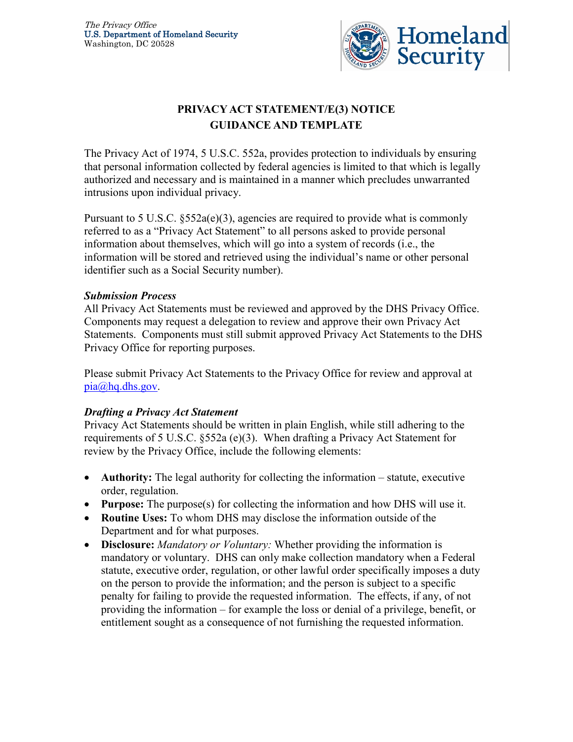*The Privacy Office*
U.S. Department of Homeland Security
Washington, DC 20528

Homeland Security

# PRIVACY ACT STATEMENT/E(3) NOTICE GUIDANCE AND TEMPLATE

The Privacy Act of 1974, 5 U.S.C. 552a, provides protection to individuals by ensuring that personal information collected by federal agencies is limited to that which is legally authorized and necessary and is maintained in a manner which precludes unwarranted intrusions upon individual privacy.

Pursuant to 5 U.S.C. §552a(e)(3), agencies are required to provide what is commonly referred to as a "Privacy Act Statement" to all persons asked to provide personal information about themselves, which will go into a system of records (i.e., the information will be stored and retrieved using the individual's name or other personal identifier such as a Social Security number).

***Submission Process***

All Privacy Act Statements must be reviewed and approved by the DHS Privacy Office. Components may request a delegation to review and approve their own Privacy Act Statements. Components must still submit approved Privacy Act Statements to the DHS Privacy Office for reporting purposes.

Please submit Privacy Act Statements to the Privacy Office for review and approval at pia@hq.dhs.gov.

***Drafting a Privacy Act Statement***

Privacy Act Statements should be written in plain English, while still adhering to the requirements of 5 U.S.C. §552a (e)(3). When drafting a Privacy Act Statement for review by the Privacy Office, include the following elements:

- **Authority:** The legal authority for collecting the information – statute, executive order, regulation.
- **Purpose:** The purpose(s) for collecting the information and how DHS will use it.
- **Routine Uses:** To whom DHS may disclose the information outside of the Department and for what purposes.
- **Disclosure:** *Mandatory or Voluntary:* Whether providing the information is mandatory or voluntary. DHS can only make collection mandatory when a Federal statute, executive order, regulation, or other lawful order specifically imposes a duty on the person to provide the information; and the person is subject to a specific penalty for failing to provide the requested information. The effects, if any, of not providing the information – for example the loss or denial of a privilege, benefit, or entitlement sought as a consequence of not furnishing the requested information.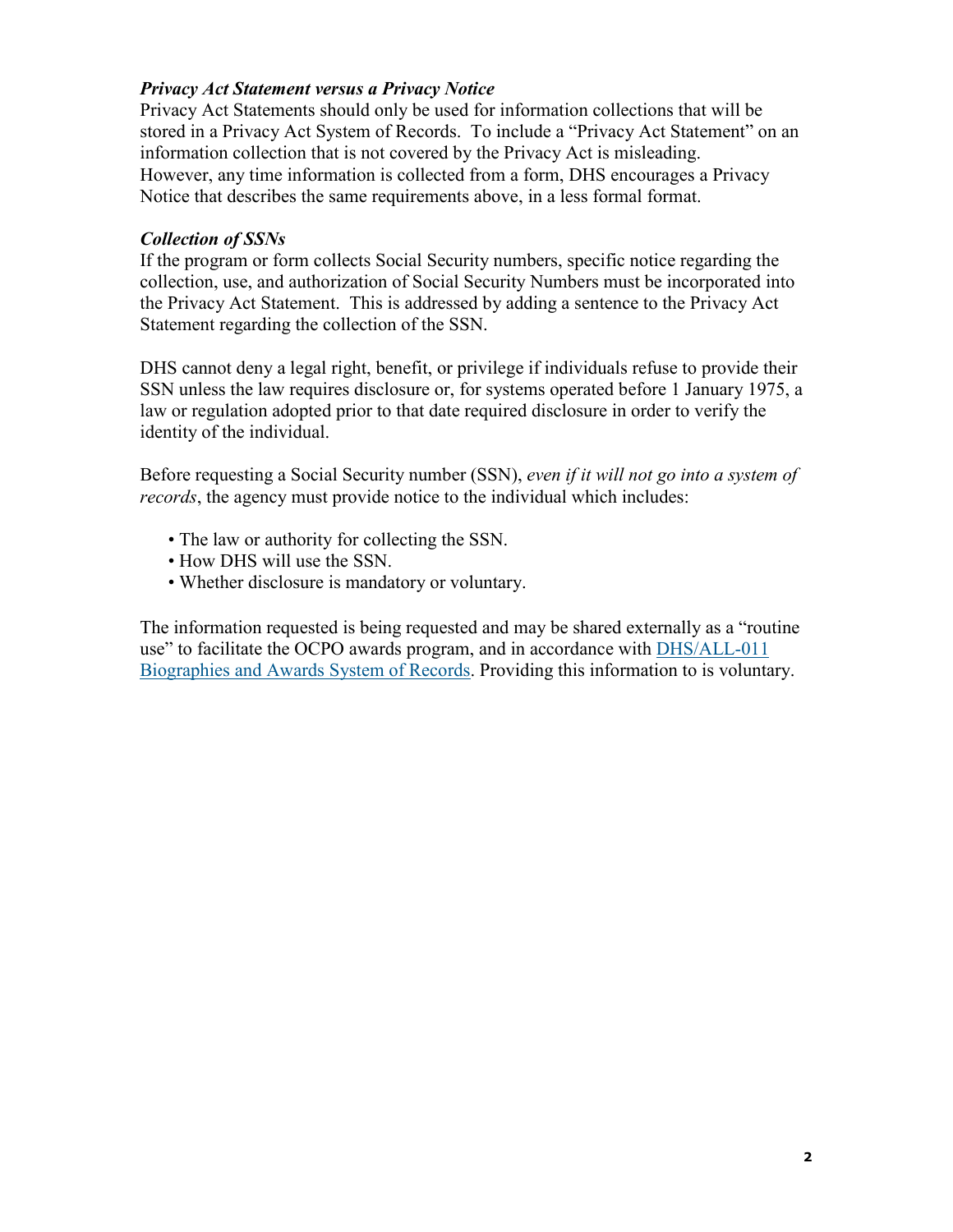***Privacy Act Statement versus a Privacy Notice***

Privacy Act Statements should only be used for information collections that will be stored in a Privacy Act System of Records. To include a "Privacy Act Statement" on an information collection that is not covered by the Privacy Act is misleading. However, any time information is collected from a form, DHS encourages a Privacy Notice that describes the same requirements above, in a less formal format.

***Collection of SSNs***

If the program or form collects Social Security numbers, specific notice regarding the collection, use, and authorization of Social Security Numbers must be incorporated into the Privacy Act Statement. This is addressed by adding a sentence to the Privacy Act Statement regarding the collection of the SSN.

DHS cannot deny a legal right, benefit, or privilege if individuals refuse to provide their SSN unless the law requires disclosure or, for systems operated before 1 January 1975, a law or regulation adopted prior to that date required disclosure in order to verify the identity of the individual.

Before requesting a Social Security number (SSN), *even if it will not go into a system of records*, the agency must provide notice to the individual which includes:

- The law or authority for collecting the SSN.
- How DHS will use the SSN.
- Whether disclosure is mandatory or voluntary.

The information requested is being requested and may be shared externally as a "routine use" to facilitate the OCPO awards program, and in accordance with [DHS/ALL-011 Biographies and Awards System of Records](). Providing this information to is voluntary.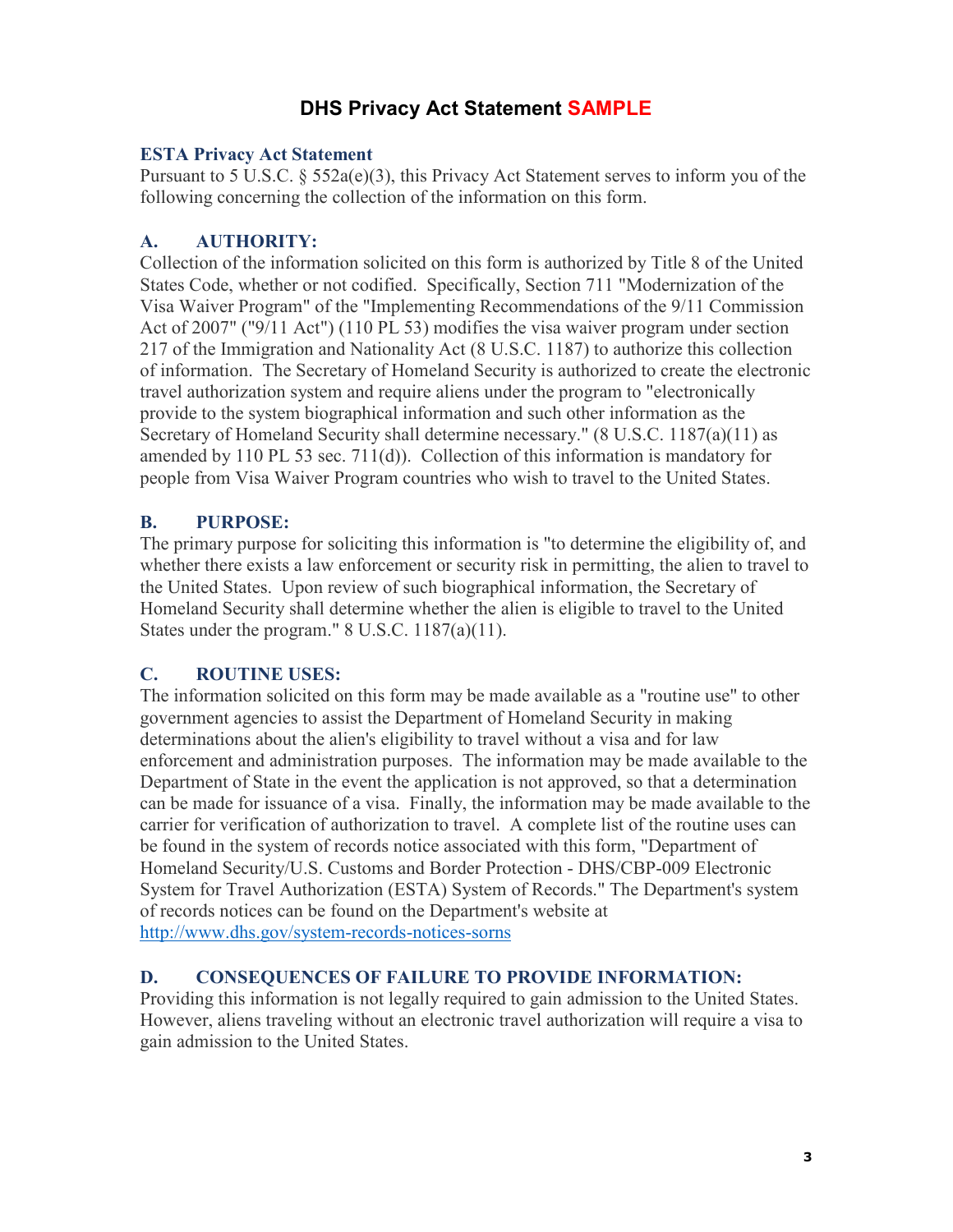# DHS Privacy Act Statement SAMPLE

## ESTA Privacy Act Statement

Pursuant to 5 U.S.C. § 552a(e)(3), this Privacy Act Statement serves to inform you of the following concerning the collection of the information on this form.

### A. AUTHORITY:

Collection of the information solicited on this form is authorized by Title 8 of the United States Code, whether or not codified. Specifically, Section 711 "Modernization of the Visa Waiver Program" of the "Implementing Recommendations of the 9/11 Commission Act of 2007" ("9/11 Act") (110 PL 53) modifies the visa waiver program under section 217 of the Immigration and Nationality Act (8 U.S.C. 1187) to authorize this collection of information. The Secretary of Homeland Security is authorized to create the electronic travel authorization system and require aliens under the program to "electronically provide to the system biographical information and such other information as the Secretary of Homeland Security shall determine necessary." (8 U.S.C. 1187(a)(11) as amended by 110 PL 53 sec. 711(d)). Collection of this information is mandatory for people from Visa Waiver Program countries who wish to travel to the United States.

### B. PURPOSE:

The primary purpose for soliciting this information is "to determine the eligibility of, and whether there exists a law enforcement or security risk in permitting, the alien to travel to the United States. Upon review of such biographical information, the Secretary of Homeland Security shall determine whether the alien is eligible to travel to the United States under the program." 8 U.S.C. 1187(a)(11).

### C. ROUTINE USES:

The information solicited on this form may be made available as a "routine use" to other government agencies to assist the Department of Homeland Security in making determinations about the alien's eligibility to travel without a visa and for law enforcement and administration purposes. The information may be made available to the Department of State in the event the application is not approved, so that a determination can be made for issuance of a visa. Finally, the information may be made available to the carrier for verification of authorization to travel. A complete list of the routine uses can be found in the system of records notice associated with this form, "Department of Homeland Security/U.S. Customs and Border Protection - DHS/CBP-009 Electronic System for Travel Authorization (ESTA) System of Records." The Department's system of records notices can be found on the Department's website at http://www.dhs.gov/system-records-notices-sorns

### D. CONSEQUENCES OF FAILURE TO PROVIDE INFORMATION:

Providing this information is not legally required to gain admission to the United States. However, aliens traveling without an electronic travel authorization will require a visa to gain admission to the United States.